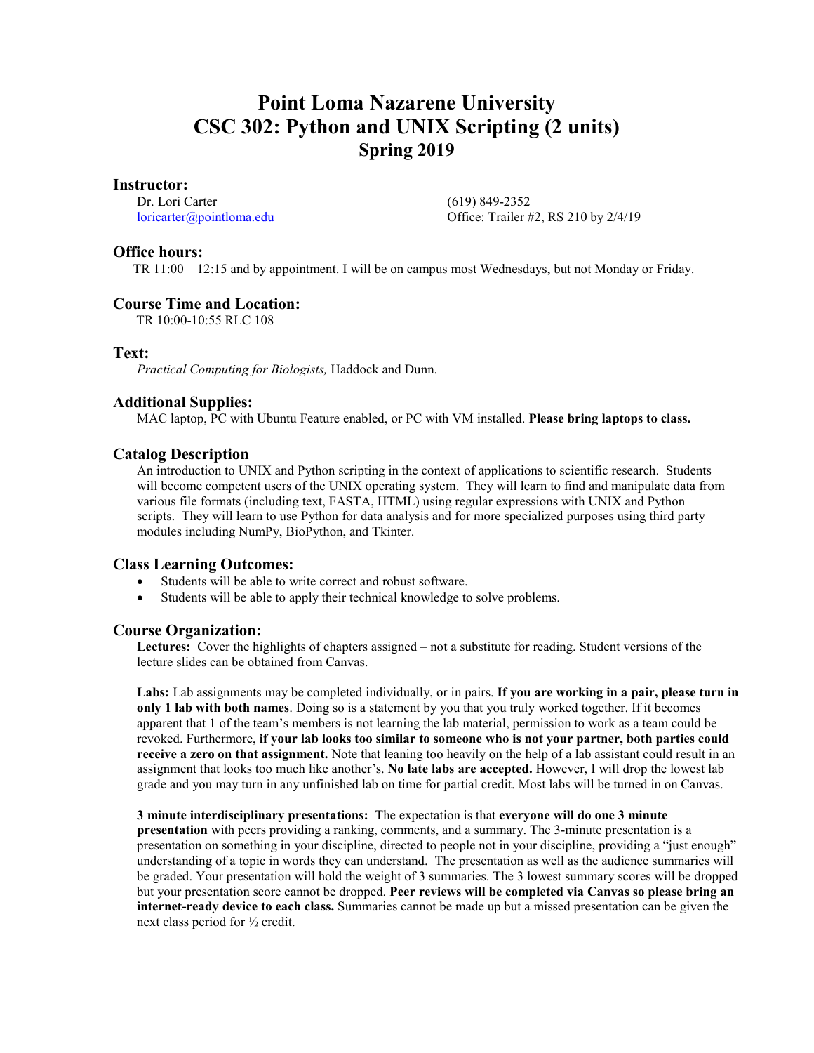# Point Loma Nazarene University
# CSC 302: Python and UNIX Scripting (2 units)
## Spring 2019

### Instructor:

Dr. Lori Carter
loricarter@pointloma.edu

(619) 849-2352
Office: Trailer #2, RS 210 by 2/4/19

### Office hours:

TR 11:00 – 12:15 and by appointment. I will be on campus most Wednesdays, but not Monday or Friday.

### Course Time and Location:

TR 10:00-10:55 RLC 108

### Text:

*Practical Computing for Biologists,* Haddock and Dunn.

### Additional Supplies:

MAC laptop, PC with Ubuntu Feature enabled, or PC with VM installed. **Please bring laptops to class.**

### Catalog Description

An introduction to UNIX and Python scripting in the context of applications to scientific research. Students will become competent users of the UNIX operating system. They will learn to find and manipulate data from various file formats (including text, FASTA, HTML) using regular expressions with UNIX and Python scripts. They will learn to use Python for data analysis and for more specialized purposes using third party modules including NumPy, BioPython, and Tkinter.

### Class Learning Outcomes:

- Students will be able to write correct and robust software.
- Students will be able to apply their technical knowledge to solve problems.

### Course Organization:

**Lectures:** Cover the highlights of chapters assigned – not a substitute for reading. Student versions of the lecture slides can be obtained from Canvas.

**Labs:** Lab assignments may be completed individually, or in pairs. **If you are working in a pair, please turn in only 1 lab with both names**. Doing so is a statement by you that you truly worked together. If it becomes apparent that 1 of the team's members is not learning the lab material, permission to work as a team could be revoked. Furthermore, **if your lab looks too similar to someone who is not your partner, both parties could receive a zero on that assignment.** Note that leaning too heavily on the help of a lab assistant could result in an assignment that looks too much like another's. **No late labs are accepted.** However, I will drop the lowest lab grade and you may turn in any unfinished lab on time for partial credit. Most labs will be turned in on Canvas.

**3 minute interdisciplinary presentations:** The expectation is that **everyone will do one 3 minute presentation** with peers providing a ranking, comments, and a summary. The 3-minute presentation is a presentation on something in your discipline, directed to people not in your discipline, providing a "just enough" understanding of a topic in words they can understand. The presentation as well as the audience summaries will be graded. Your presentation will hold the weight of 3 summaries. The 3 lowest summary scores will be dropped but your presentation score cannot be dropped. **Peer reviews will be completed via Canvas so please bring an internet-ready device to each class.** Summaries cannot be made up but a missed presentation can be given the next class period for ½ credit.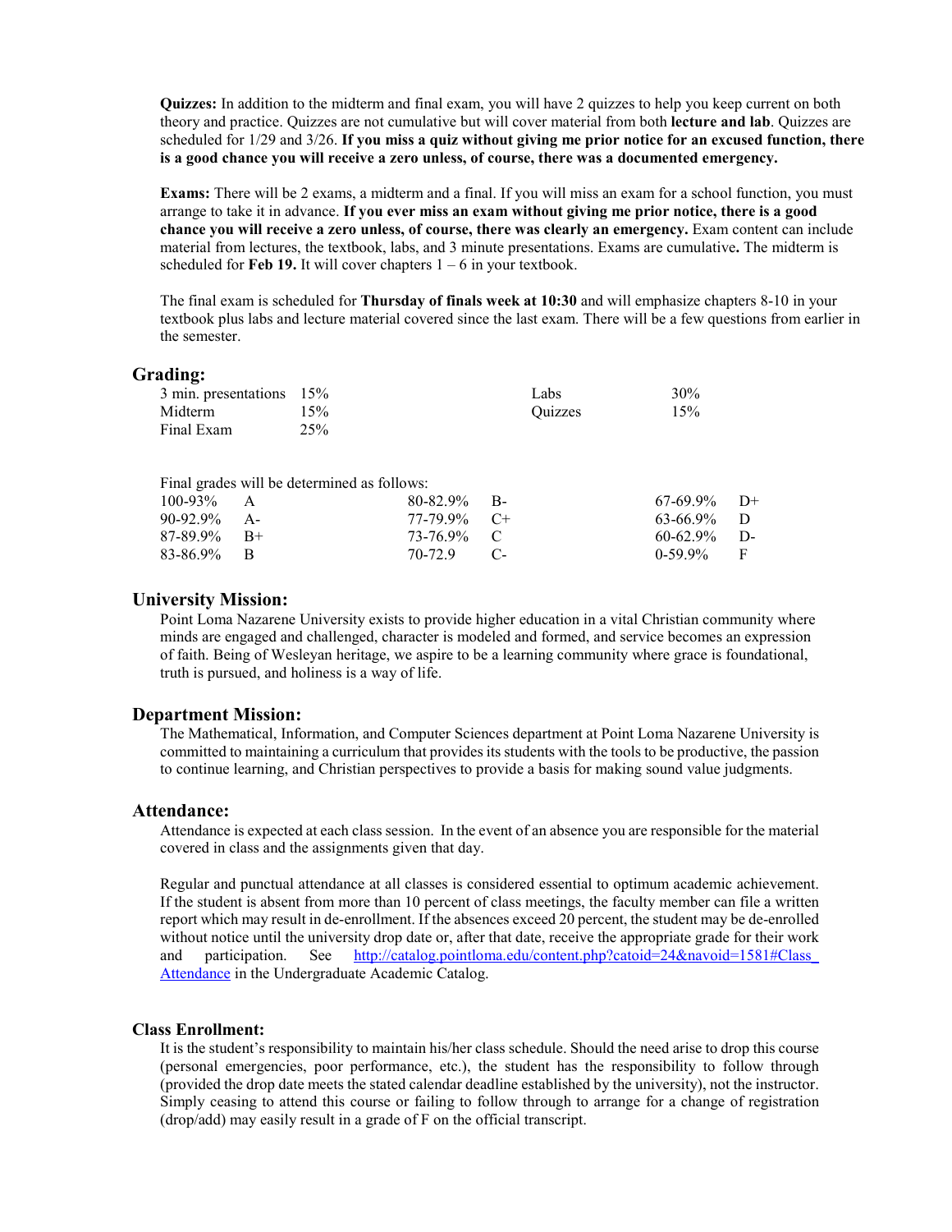**Quizzes:** In addition to the midterm and final exam, you will have 2 quizzes to help you keep current on both theory and practice. Quizzes are not cumulative but will cover material from both **lecture and lab**. Quizzes are scheduled for 1/29 and 3/26. **If you miss a quiz without giving me prior notice for an excused function, there is a good chance you will receive a zero unless, of course, there was a documented emergency.**

**Exams:** There will be 2 exams, a midterm and a final. If you will miss an exam for a school function, you must arrange to take it in advance. **If you ever miss an exam without giving me prior notice, there is a good chance you will receive a zero unless, of course, there was clearly an emergency.** Exam content can include material from lectures, the textbook, labs, and 3 minute presentations. Exams are cumulative**.** The midterm is scheduled for **Feb 19.** It will cover chapters 1 – 6 in your textbook.

The final exam is scheduled for **Thursday of finals week at 10:30** and will emphasize chapters 8-10 in your textbook plus labs and lecture material covered since the last exam. There will be a few questions from earlier in the semester.

## Grading:

| | | | |
|---|---|---|---|
| 3 min. presentations | 15% | Labs | 30% |
| Midterm | 15% | Quizzes | 15% |
| Final Exam | 25% | | |

Final grades will be determined as follows:

| | | | | | |
|---|---|---|---|---|---|
| 100-93% | A | 80-82.9% | B- | 67-69.9% | D+ |
| 90-92.9% | A- | 77-79.9% | C+ | 63-66.9% | D |
| 87-89.9% | B+ | 73-76.9% | C | 60-62.9% | D- |
| 83-86.9% | B | 70-72.9 | C- | 0-59.9% | F |

## University Mission:

Point Loma Nazarene University exists to provide higher education in a vital Christian community where minds are engaged and challenged, character is modeled and formed, and service becomes an expression of faith. Being of Wesleyan heritage, we aspire to be a learning community where grace is foundational, truth is pursued, and holiness is a way of life.

## Department Mission:

The Mathematical, Information, and Computer Sciences department at Point Loma Nazarene University is committed to maintaining a curriculum that provides its students with the tools to be productive, the passion to continue learning, and Christian perspectives to provide a basis for making sound value judgments.

## Attendance:

Attendance is expected at each class session. In the event of an absence you are responsible for the material covered in class and the assignments given that day.

Regular and punctual attendance at all classes is considered essential to optimum academic achievement. If the student is absent from more than 10 percent of class meetings, the faculty member can file a written report which may result in de-enrollment. If the absences exceed 20 percent, the student may be de-enrolled without notice until the university drop date or, after that date, receive the appropriate grade for their work and participation. See [http://catalog.pointloma.edu/content.php?catoid=24&navoid=1581#Class_Attendance](http://catalog.pointloma.edu/content.php?catoid=24&navoid=1581#Class_Attendance) in the Undergraduate Academic Catalog.

## Class Enrollment:

It is the student's responsibility to maintain his/her class schedule. Should the need arise to drop this course (personal emergencies, poor performance, etc.), the student has the responsibility to follow through (provided the drop date meets the stated calendar deadline established by the university), not the instructor. Simply ceasing to attend this course or failing to follow through to arrange for a change of registration (drop/add) may easily result in a grade of F on the official transcript.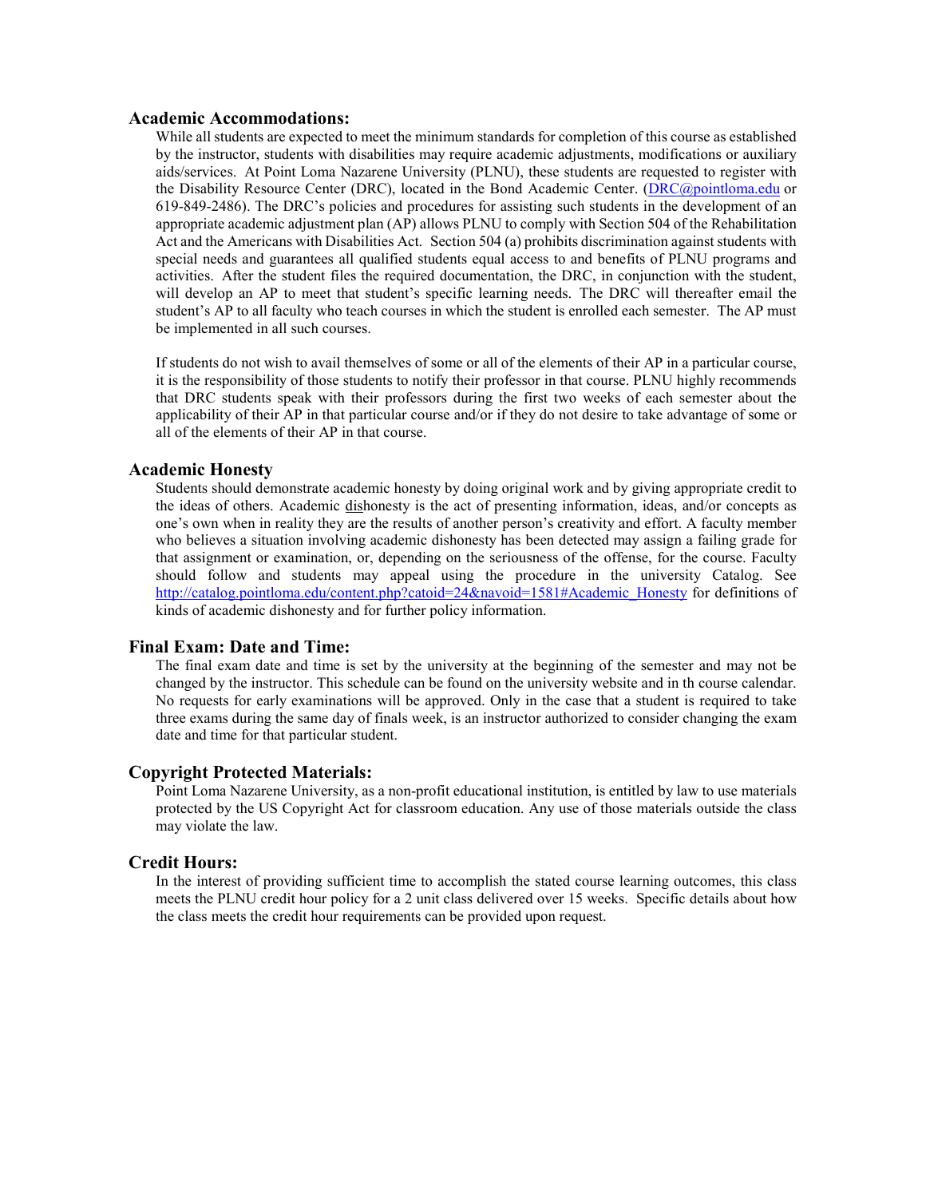### Academic Accommodations:

While all students are expected to meet the minimum standards for completion of this course as established by the instructor, students with disabilities may require academic adjustments, modifications or auxiliary aids/services. At Point Loma Nazarene University (PLNU), these students are requested to register with the Disability Resource Center (DRC), located in the Bond Academic Center. (DRC@pointloma.edu or 619-849-2486). The DRC's policies and procedures for assisting such students in the development of an appropriate academic adjustment plan (AP) allows PLNU to comply with Section 504 of the Rehabilitation Act and the Americans with Disabilities Act. Section 504 (a) prohibits discrimination against students with special needs and guarantees all qualified students equal access to and benefits of PLNU programs and activities. After the student files the required documentation, the DRC, in conjunction with the student, will develop an AP to meet that student's specific learning needs. The DRC will thereafter email the student's AP to all faculty who teach courses in which the student is enrolled each semester. The AP must be implemented in all such courses.

If students do not wish to avail themselves of some or all of the elements of their AP in a particular course, it is the responsibility of those students to notify their professor in that course. PLNU highly recommends that DRC students speak with their professors during the first two weeks of each semester about the applicability of their AP in that particular course and/or if they do not desire to take advantage of some or all of the elements of their AP in that course.

### Academic Honesty

Students should demonstrate academic honesty by doing original work and by giving appropriate credit to the ideas of others. Academic dishonesty is the act of presenting information, ideas, and/or concepts as one's own when in reality they are the results of another person's creativity and effort. A faculty member who believes a situation involving academic dishonesty has been detected may assign a failing grade for that assignment or examination, or, depending on the seriousness of the offense, for the course. Faculty should follow and students may appeal using the procedure in the university Catalog. See http://catalog.pointloma.edu/content.php?catoid=24&navoid=1581#Academic_Honesty for definitions of kinds of academic dishonesty and for further policy information.

### Final Exam: Date and Time:

The final exam date and time is set by the university at the beginning of the semester and may not be changed by the instructor. This schedule can be found on the university website and in th course calendar. No requests for early examinations will be approved. Only in the case that a student is required to take three exams during the same day of finals week, is an instructor authorized to consider changing the exam date and time for that particular student.

### Copyright Protected Materials:

Point Loma Nazarene University, as a non-profit educational institution, is entitled by law to use materials protected by the US Copyright Act for classroom education. Any use of those materials outside the class may violate the law.

### Credit Hours:

In the interest of providing sufficient time to accomplish the stated course learning outcomes, this class meets the PLNU credit hour policy for a 2 unit class delivered over 15 weeks. Specific details about how the class meets the credit hour requirements can be provided upon request.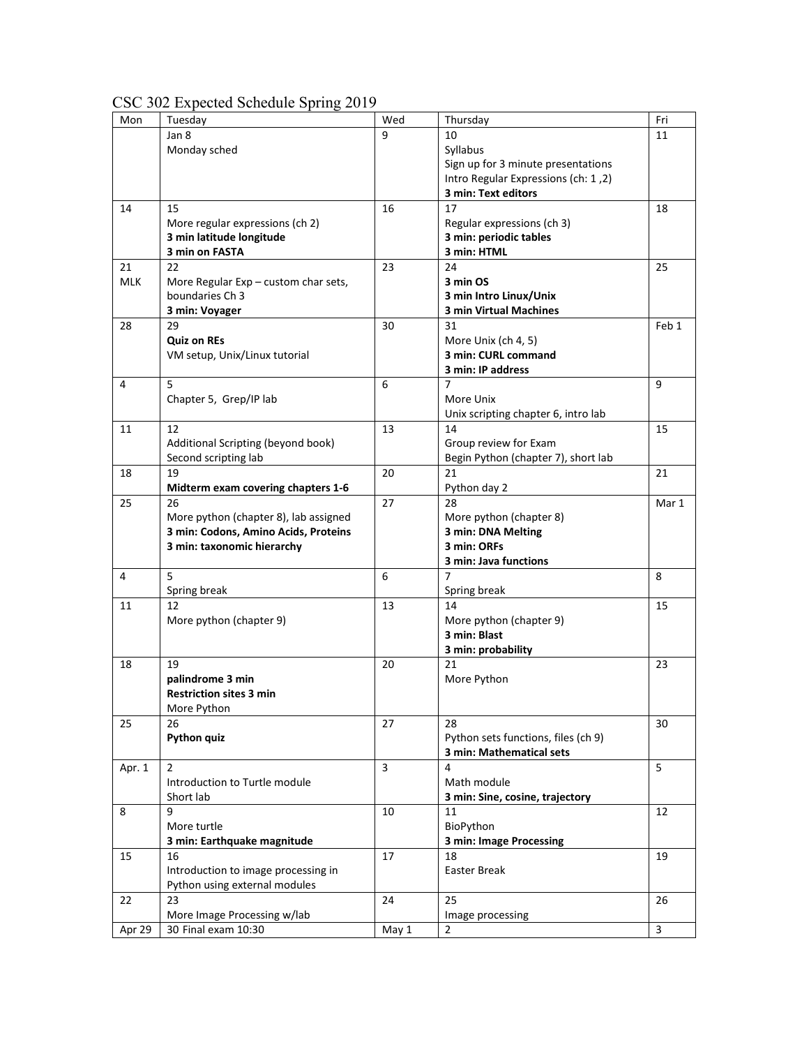# CSC 302 Expected Schedule Spring 2019

| Mon | Tuesday | Wed | Thursday | Fri |
|---|---|---|---|---|
| | Jan 8<br>Monday sched | 9 | 10<br>Syllabus<br>Sign up for 3 minute presentations<br>Intro Regular Expressions (ch: 1 ,2)<br>**3 min: Text editors** | 11 |
| 14 | 15<br>More regular expressions (ch 2)<br>**3 min latitude longitude**<br>**3 min on FASTA** | 16 | 17<br>Regular expressions (ch 3)<br>**3 min: periodic tables**<br>**3 min: HTML** | 18 |
| 21<br>MLK | 22<br>More Regular Exp – custom char sets, boundaries Ch 3<br>**3 min: Voyager** | 23 | 24<br>**3 min OS**<br>**3 min Intro Linux/Unix**<br>**3 min Virtual Machines** | 25 |
| 28 | 29<br>**Quiz on REs**<br>VM setup, Unix/Linux tutorial | 30 | 31<br>More Unix (ch 4, 5)<br>**3 min: CURL command**<br>**3 min: IP address** | Feb 1 |
| 4 | 5<br>Chapter 5, Grep/IP lab | 6 | 7<br>More Unix<br>Unix scripting chapter 6, intro lab | 9 |
| 11 | 12<br>Additional Scripting (beyond book)<br>Second scripting lab | 13 | 14<br>Group review for Exam<br>Begin Python (chapter 7), short lab | 15 |
| 18 | 19<br>**Midterm exam covering chapters 1-6** | 20 | 21<br>Python day 2 | 21 |
| 25 | 26<br>More python (chapter 8), lab assigned<br>**3 min: Codons, Amino Acids, Proteins**<br>**3 min: taxonomic hierarchy** | 27 | 28<br>More python (chapter 8)<br>**3 min: DNA Melting**<br>**3 min: ORFs**<br>**3 min: Java functions** | Mar 1 |
| 4 | 5<br>Spring break | 6 | 7<br>Spring break | 8 |
| 11 | 12<br>More python (chapter 9) | 13 | 14<br>More python (chapter 9)<br>**3 min: Blast**<br>**3 min: probability** | 15 |
| 18 | 19<br>**palindrome 3 min**<br>**Restriction sites 3 min**<br>More Python | 20 | 21<br>More Python | 23 |
| 25 | 26<br>**Python quiz** | 27 | 28<br>Python sets functions, files (ch 9)<br>**3 min: Mathematical sets** | 30 |
| Apr. 1 | 2<br>Introduction to Turtle module<br>Short lab | 3 | 4<br>Math module<br>**3 min: Sine, cosine, trajectory** | 5 |
| 8 | 9<br>More turtle<br>**3 min: Earthquake magnitude** | 10 | 11<br>BioPython<br>**3 min: Image Processing** | 12 |
| 15 | 16<br>Introduction to image processing in Python using external modules | 17 | 18<br>Easter Break | 19 |
| 22 | 23<br>More Image Processing w/lab | 24 | 25<br>Image processing | 26 |
| Apr 29 | 30 Final exam 10:30 | May 1 | 2 | 3 |